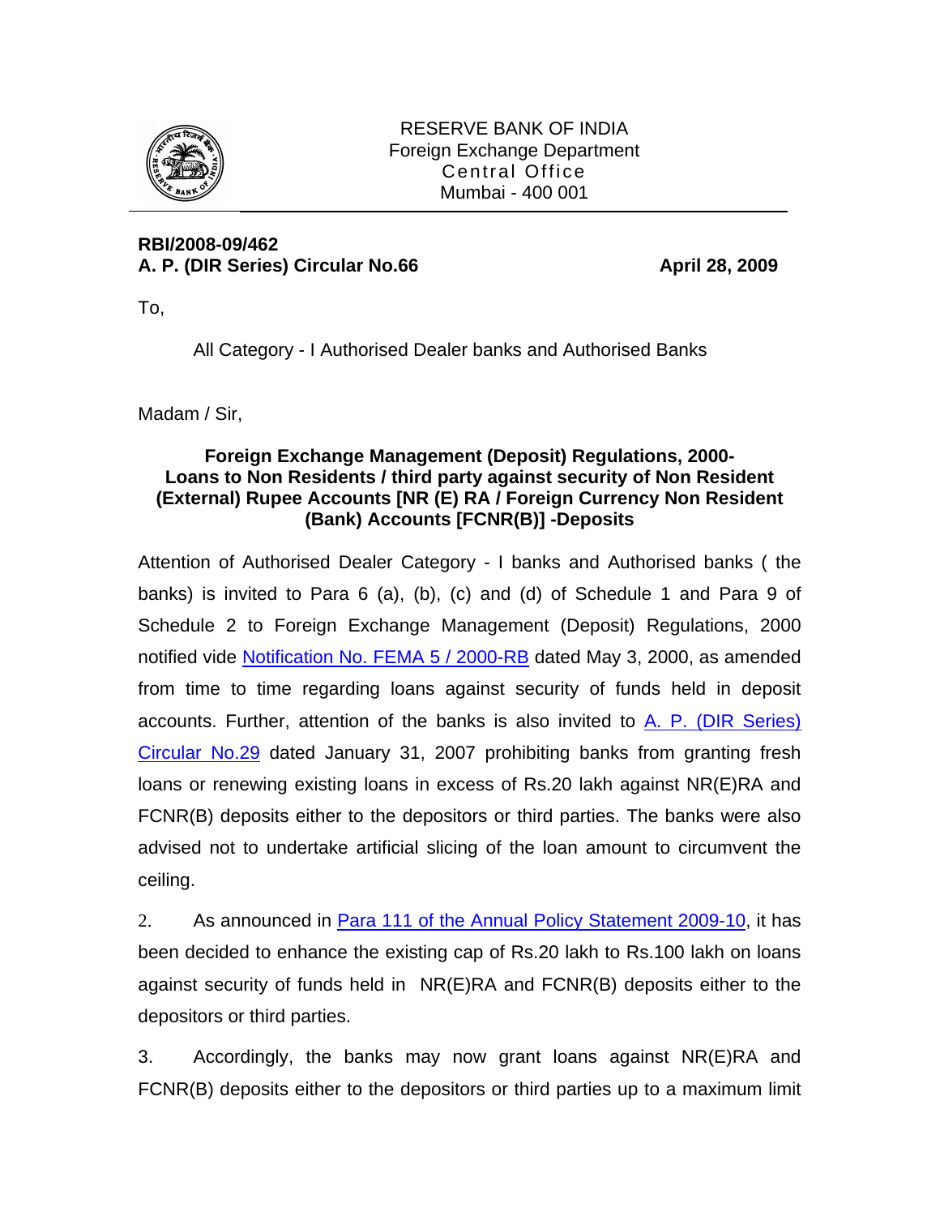RESERVE BANK OF INDIA
Foreign Exchange Department
Central Office
Mumbai - 400 001

**RBI/2008-09/462**
**A. P. (DIR Series) Circular No.66** **April 28, 2009**

To,

All Category - I Authorised Dealer banks and Authorised Banks

Madam / Sir,

**Foreign Exchange Management (Deposit) Regulations, 2000- Loans to Non Residents / third party against security of Non Resident (External) Rupee Accounts [NR (E) RA / Foreign Currency Non Resident (Bank) Accounts [FCNR(B)] -Deposits**

Attention of Authorised Dealer Category - I banks and Authorised banks ( the banks) is invited to Para 6 (a), (b), (c) and (d) of Schedule 1 and Para 9 of Schedule 2 to Foreign Exchange Management (Deposit) Regulations, 2000 notified vide Notification No. FEMA 5 / 2000-RB dated May 3, 2000, as amended from time to time regarding loans against security of funds held in deposit accounts. Further, attention of the banks is also invited to A. P. (DIR Series) Circular No.29 dated January 31, 2007 prohibiting banks from granting fresh loans or renewing existing loans in excess of Rs.20 lakh against NR(E)RA and FCNR(B) deposits either to the depositors or third parties. The banks were also advised not to undertake artificial slicing of the loan amount to circumvent the ceiling.

2. As announced in Para 111 of the Annual Policy Statement 2009-10, it has been decided to enhance the existing cap of Rs.20 lakh to Rs.100 lakh on loans against security of funds held in NR(E)RA and FCNR(B) deposits either to the depositors or third parties.

3. Accordingly, the banks may now grant loans against NR(E)RA and FCNR(B) deposits either to the depositors or third parties up to a maximum limit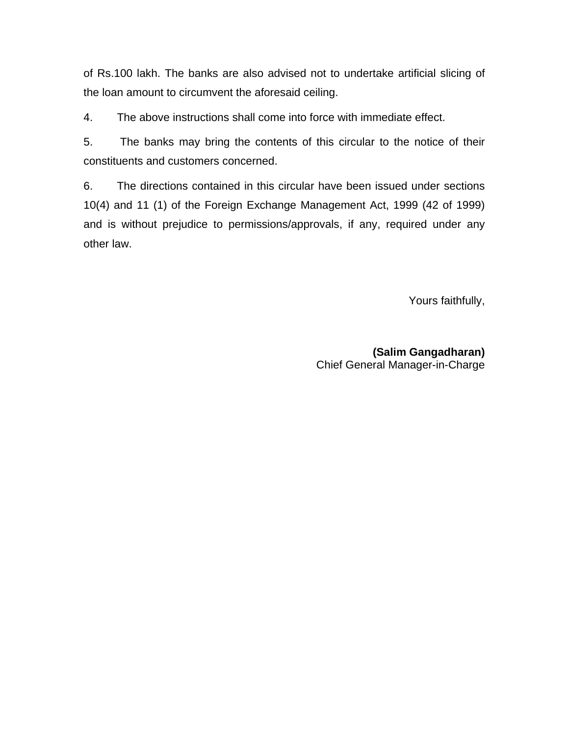of Rs.100 lakh. The banks are also advised not to undertake artificial slicing of the loan amount to circumvent the aforesaid ceiling.

4. The above instructions shall come into force with immediate effect.

5. The banks may bring the contents of this circular to the notice of their constituents and customers concerned.

6. The directions contained in this circular have been issued under sections 10(4) and 11 (1) of the Foreign Exchange Management Act, 1999 (42 of 1999) and is without prejudice to permissions/approvals, if any, required under any other law.

Yours faithfully,

**(Salim Gangadharan)**
Chief General Manager-in-Charge